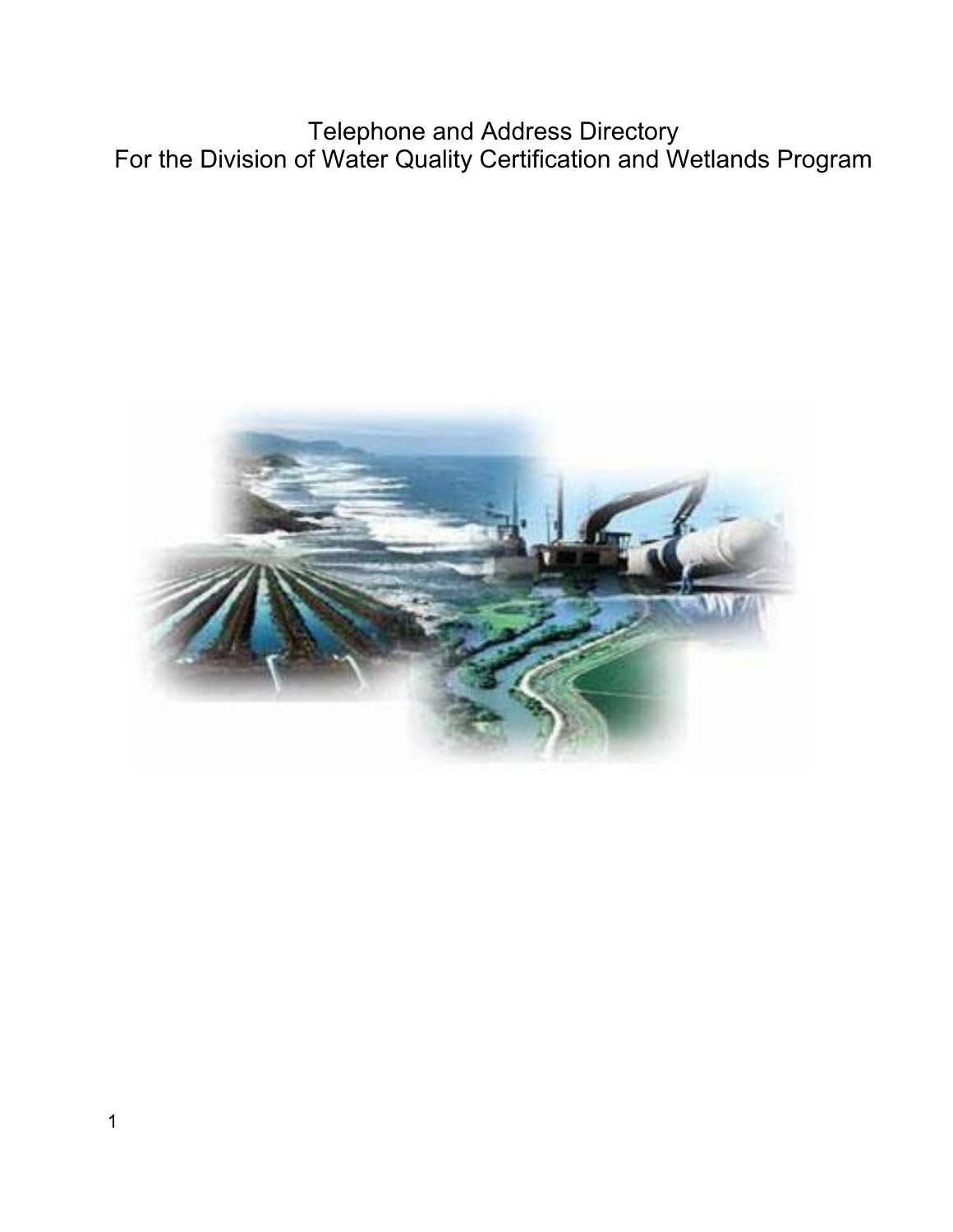# Telephone and Address Directory
# For the Division of Water Quality Certification and Wetlands Program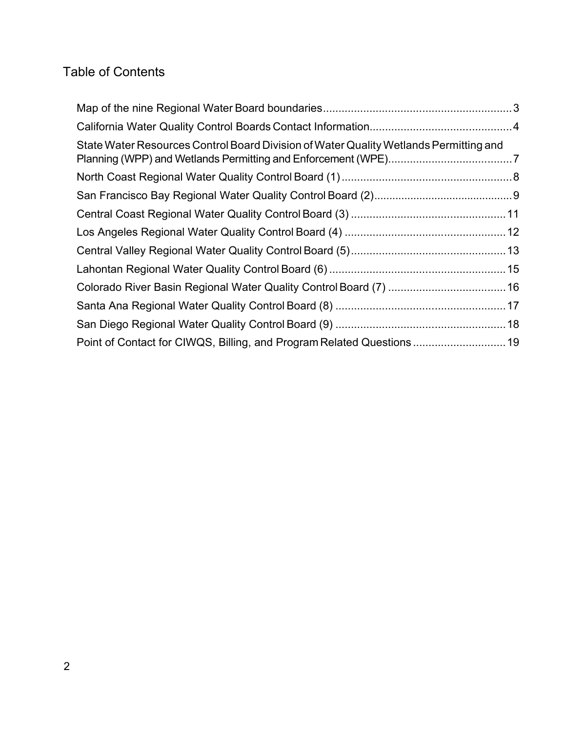## Table of Contents

Map of the nine Regional Water Board boundaries ... 3

California Water Quality Control Boards Contact Information ... 4

State Water Resources Control Board Division of Water Quality Wetlands Permitting and Planning (WPP) and Wetlands Permitting and Enforcement (WPE) ... 7

North Coast Regional Water Quality Control Board (1) ... 8

San Francisco Bay Regional Water Quality Control Board (2) ... 9

Central Coast Regional Water Quality Control Board (3) ... 11

Los Angeles Regional Water Quality Control Board (4) ... 12

Central Valley Regional Water Quality Control Board (5) ... 13

Lahontan Regional Water Quality Control Board (6) ... 15

Colorado River Basin Regional Water Quality Control Board (7) ... 16

Santa Ana Regional Water Quality Control Board (8) ... 17

San Diego Regional Water Quality Control Board (9) ... 18

Point of Contact for CIWQS, Billing, and Program Related Questions ... 19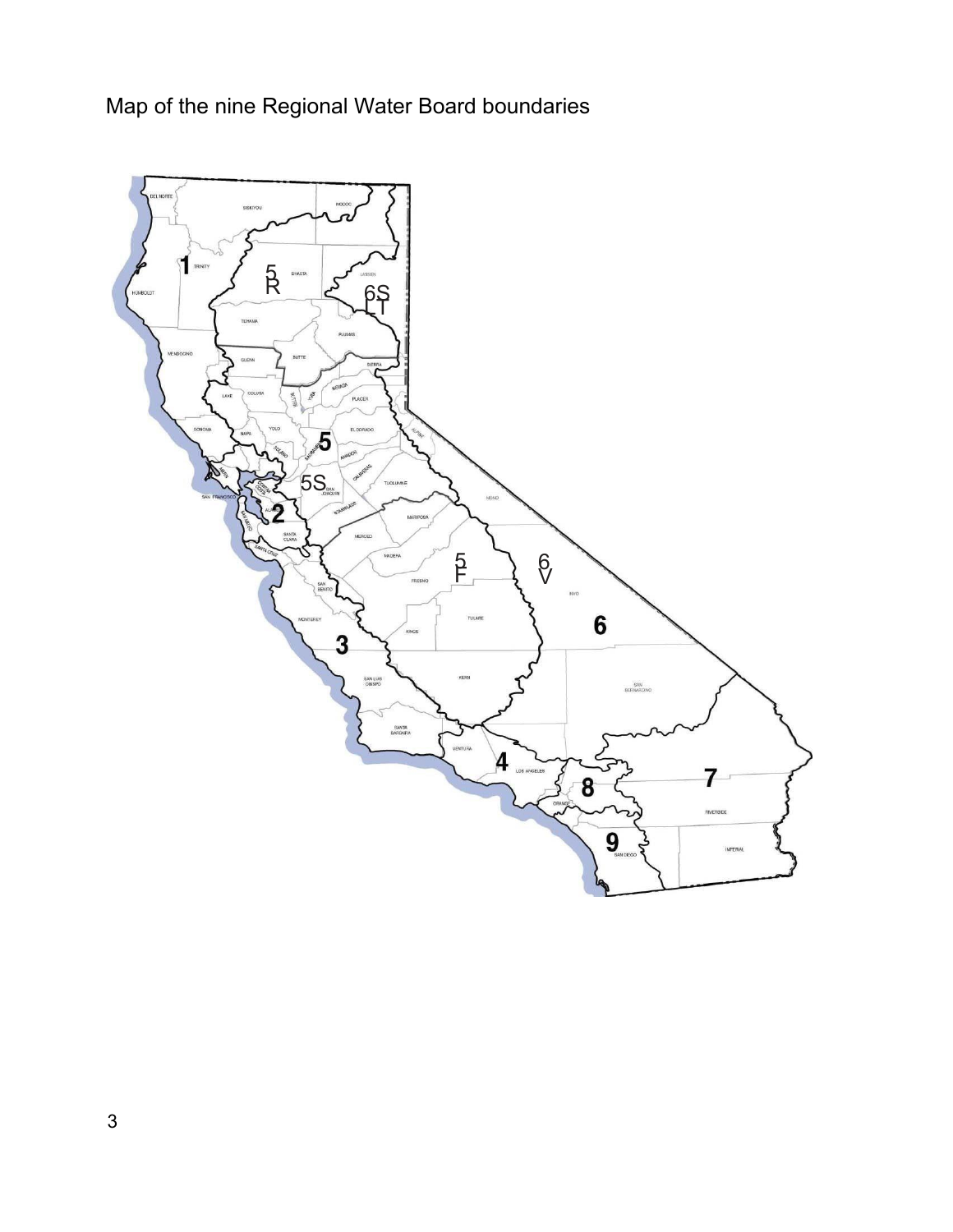Map of the nine Regional Water Board boundaries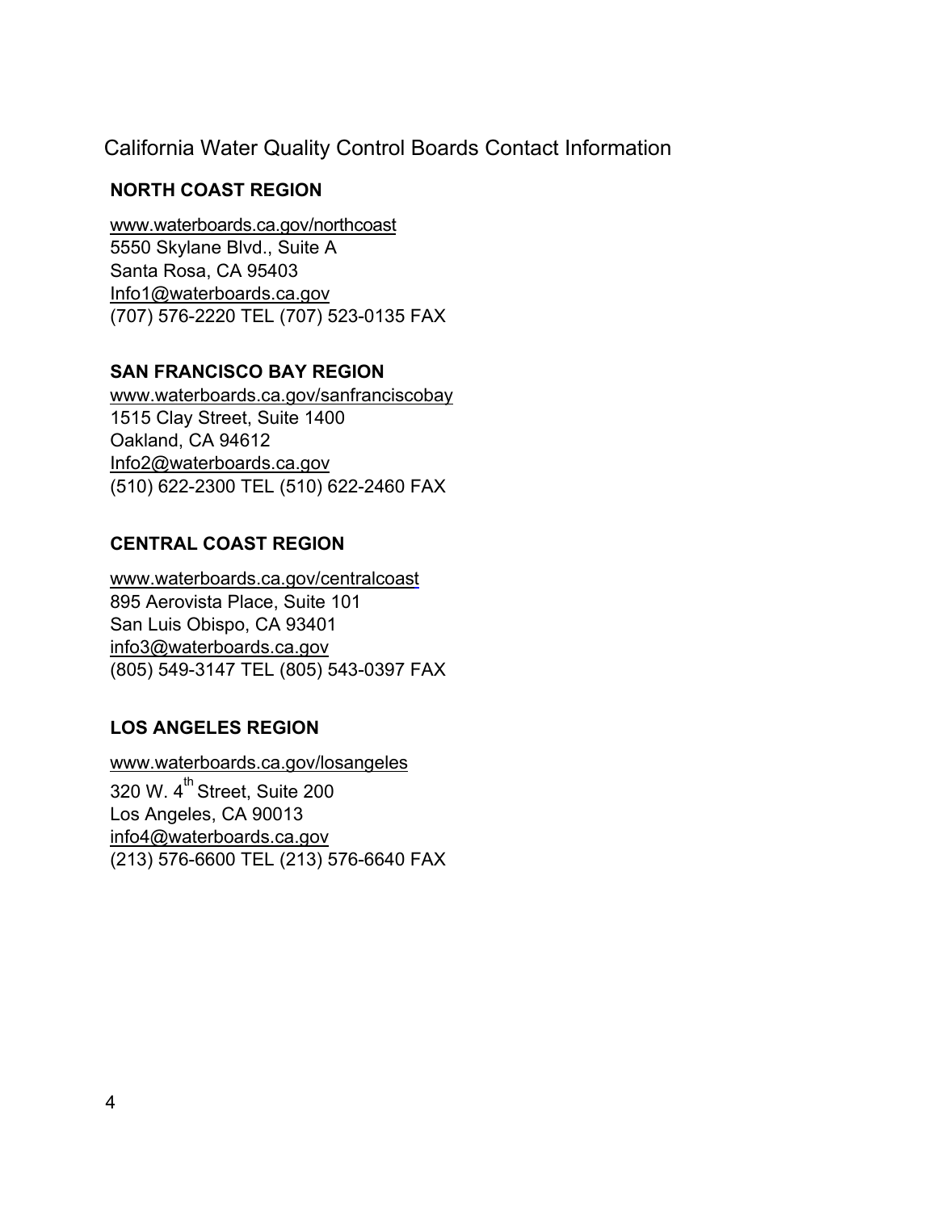California Water Quality Control Boards Contact Information

**NORTH COAST REGION**

www.waterboards.ca.gov/northcoast
5550 Skylane Blvd., Suite A
Santa Rosa, CA 95403
Info1@waterboards.ca.gov
(707) 576-2220 TEL (707) 523-0135 FAX

**SAN FRANCISCO BAY REGION**

www.waterboards.ca.gov/sanfranciscobay
1515 Clay Street, Suite 1400
Oakland, CA 94612
Info2@waterboards.ca.gov
(510) 622-2300 TEL (510) 622-2460 FAX

**CENTRAL COAST REGION**

www.waterboards.ca.gov/centralcoast
895 Aerovista Place, Suite 101
San Luis Obispo, CA 93401
info3@waterboards.ca.gov
(805) 549-3147 TEL (805) 543-0397 FAX

**LOS ANGELES REGION**

www.waterboards.ca.gov/losangeles
320 W. 4th Street, Suite 200
Los Angeles, CA 90013
info4@waterboards.ca.gov
(213) 576-6600 TEL (213) 576-6640 FAX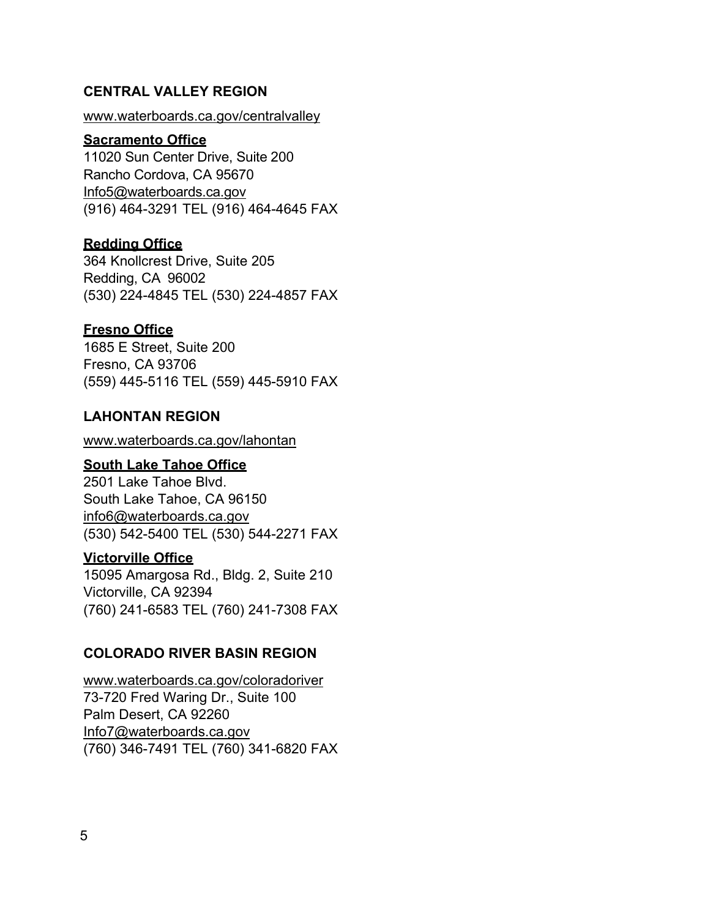## CENTRAL VALLEY REGION

www.waterboards.ca.gov/centralvalley

### Sacramento Office

11020 Sun Center Drive, Suite 200
Rancho Cordova, CA 95670
Info5@waterboards.ca.gov
(916) 464-3291 TEL (916) 464-4645 FAX

### Redding Office

364 Knollcrest Drive, Suite 205
Redding, CA 96002
(530) 224-4845 TEL (530) 224-4857 FAX

### Fresno Office

1685 E Street, Suite 200
Fresno, CA 93706
(559) 445-5116 TEL (559) 445-5910 FAX

## LAHONTAN REGION

www.waterboards.ca.gov/lahontan

### South Lake Tahoe Office

2501 Lake Tahoe Blvd.
South Lake Tahoe, CA 96150
info6@waterboards.ca.gov
(530) 542-5400 TEL (530) 544-2271 FAX

### Victorville Office

15095 Amargosa Rd., Bldg. 2, Suite 210
Victorville, CA 92394
(760) 241-6583 TEL (760) 241-7308 FAX

## COLORADO RIVER BASIN REGION

www.waterboards.ca.gov/coloradoriver
73-720 Fred Waring Dr., Suite 100
Palm Desert, CA 92260
Info7@waterboards.ca.gov
(760) 346-7491 TEL (760) 341-6820 FAX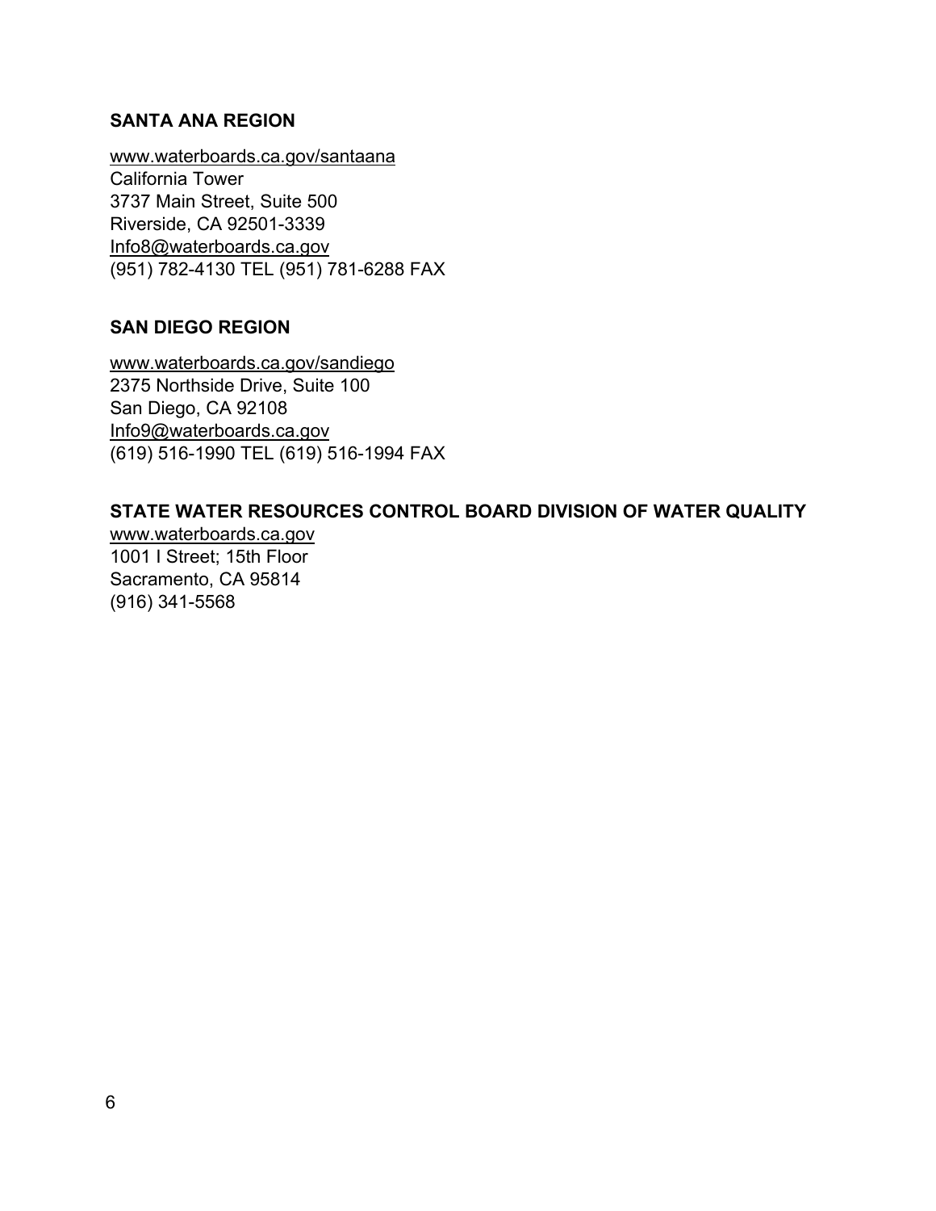### SANTA ANA REGION

www.waterboards.ca.gov/santaana
California Tower
3737 Main Street, Suite 500
Riverside, CA 92501-3339
Info8@waterboards.ca.gov
(951) 782-4130 TEL (951) 781-6288 FAX

### SAN DIEGO REGION

www.waterboards.ca.gov/sandiego
2375 Northside Drive, Suite 100
San Diego, CA 92108
Info9@waterboards.ca.gov
(619) 516-1990 TEL (619) 516-1994 FAX

### STATE WATER RESOURCES CONTROL BOARD DIVISION OF WATER QUALITY

www.waterboards.ca.gov
1001 I Street; 15th Floor
Sacramento, CA 95814
(916) 341-5568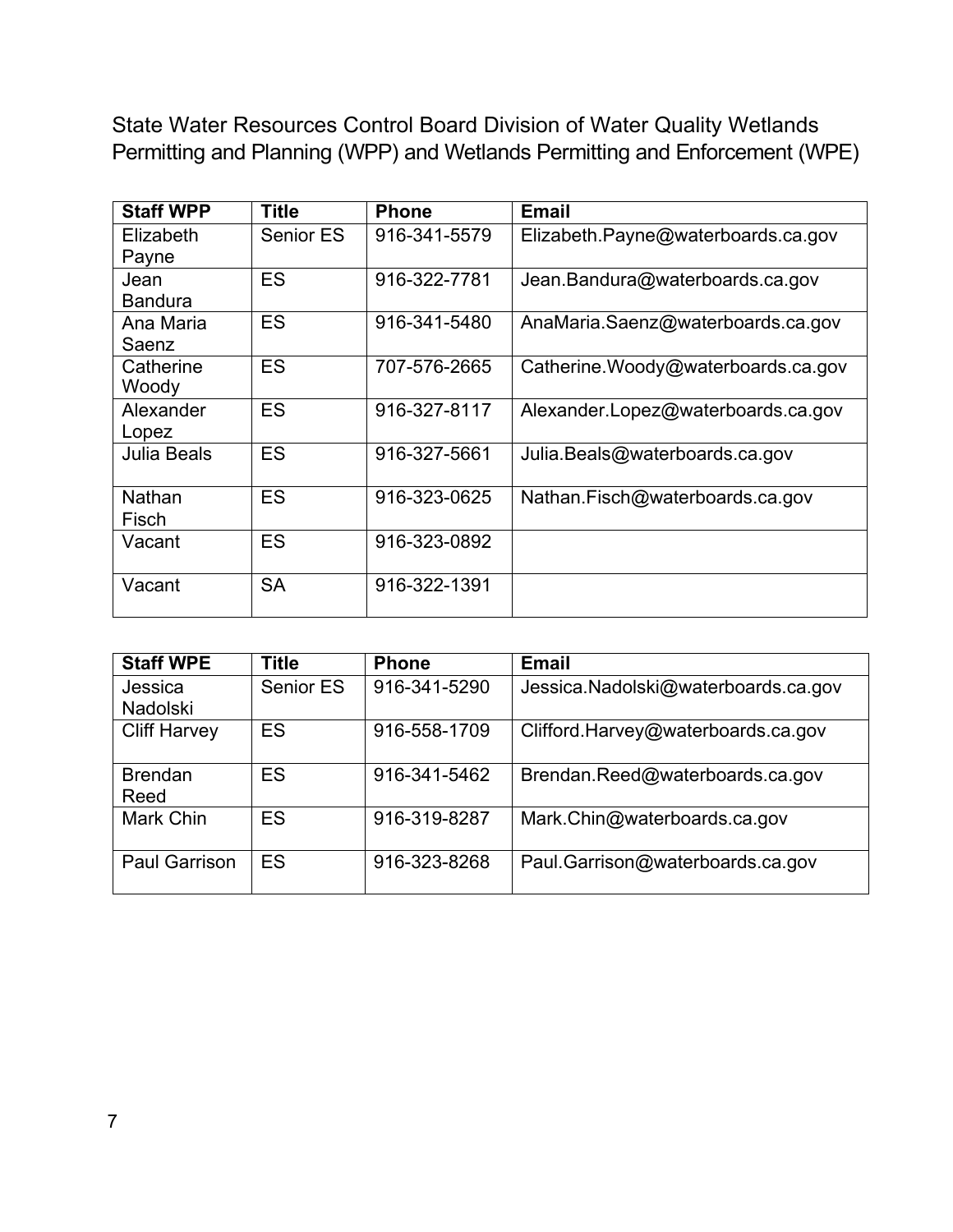State Water Resources Control Board Division of Water Quality Wetlands Permitting and Planning (WPP) and Wetlands Permitting and Enforcement (WPE)

| Staff WPP | Title | Phone | Email |
| --- | --- | --- | --- |
| Elizabeth Payne | Senior ES | 916-341-5579 | Elizabeth.Payne@waterboards.ca.gov |
| Jean Bandura | ES | 916-322-7781 | Jean.Bandura@waterboards.ca.gov |
| Ana Maria Saenz | ES | 916-341-5480 | AnaMaria.Saenz@waterboards.ca.gov |
| Catherine Woody | ES | 707-576-2665 | Catherine.Woody@waterboards.ca.gov |
| Alexander Lopez | ES | 916-327-8117 | Alexander.Lopez@waterboards.ca.gov |
| Julia Beals | ES | 916-327-5661 | Julia.Beals@waterboards.ca.gov |
| Nathan Fisch | ES | 916-323-0625 | Nathan.Fisch@waterboards.ca.gov |
| Vacant | ES | 916-323-0892 | |
| Vacant | SA | 916-322-1391 | |

| Staff WPE | Title | Phone | Email |
| --- | --- | --- | --- |
| Jessica Nadolski | Senior ES | 916-341-5290 | Jessica.Nadolski@waterboards.ca.gov |
| Cliff Harvey | ES | 916-558-1709 | Clifford.Harvey@waterboards.ca.gov |
| Brendan Reed | ES | 916-341-5462 | Brendan.Reed@waterboards.ca.gov |
| Mark Chin | ES | 916-319-8287 | Mark.Chin@waterboards.ca.gov |
| Paul Garrison | ES | 916-323-8268 | Paul.Garrison@waterboards.ca.gov |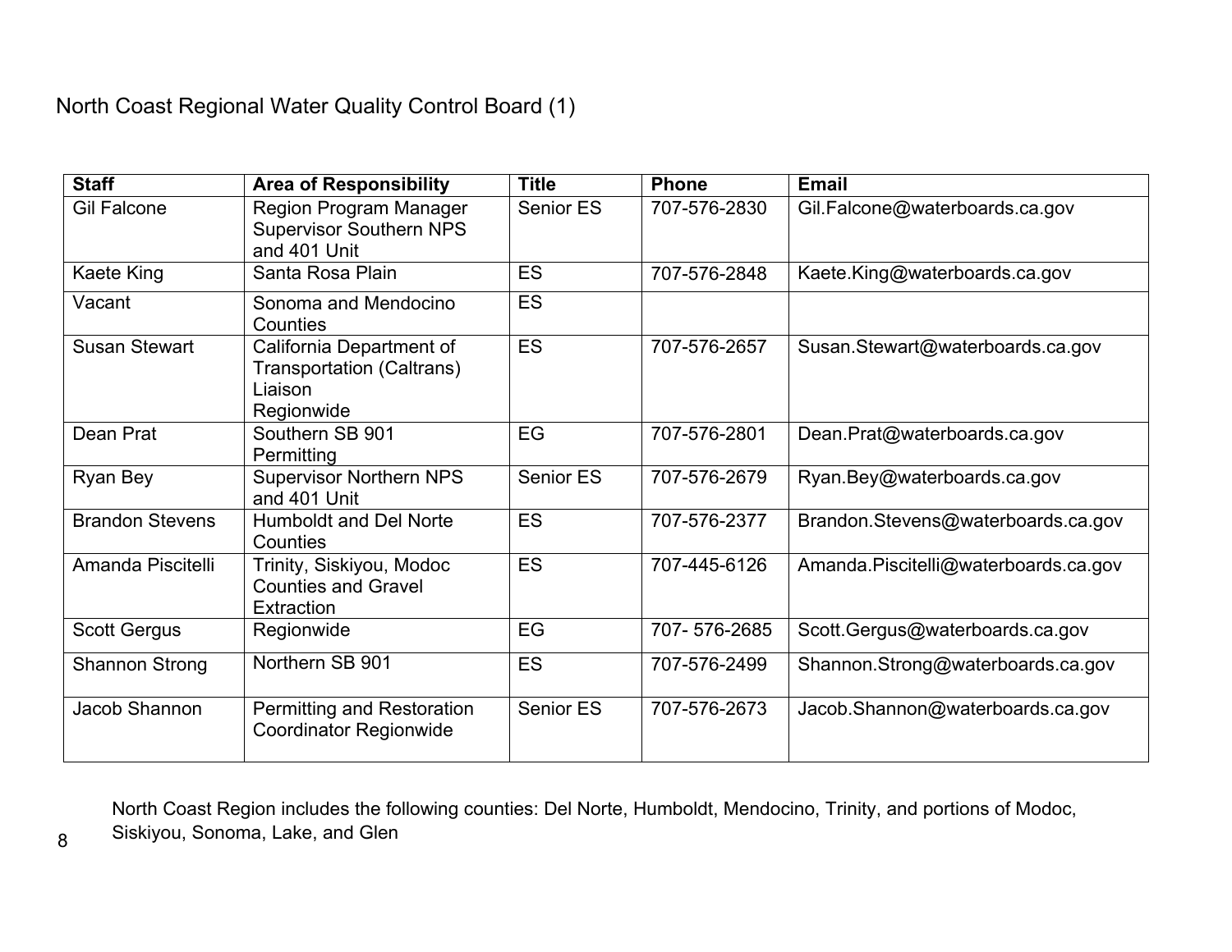North Coast Regional Water Quality Control Board (1)

| Staff | Area of Responsibility | Title | Phone | Email |
|---|---|---|---|---|
| Gil Falcone | Region Program Manager Supervisor Southern NPS and 401 Unit | Senior ES | 707-576-2830 | Gil.Falcone@waterboards.ca.gov |
| Kaete King | Santa Rosa Plain | ES | 707-576-2848 | Kaete.King@waterboards.ca.gov |
| Vacant | Sonoma and Mendocino Counties | ES | | |
| Susan Stewart | California Department of Transportation (Caltrans) Liaison Regionwide | ES | 707-576-2657 | Susan.Stewart@waterboards.ca.gov |
| Dean Prat | Southern SB 901 Permitting | EG | 707-576-2801 | Dean.Prat@waterboards.ca.gov |
| Ryan Bey | Supervisor Northern NPS and 401 Unit | Senior ES | 707-576-2679 | Ryan.Bey@waterboards.ca.gov |
| Brandon Stevens | Humboldt and Del Norte Counties | ES | 707-576-2377 | Brandon.Stevens@waterboards.ca.gov |
| Amanda Piscitelli | Trinity, Siskiyou, Modoc Counties and Gravel Extraction | ES | 707-445-6126 | Amanda.Piscitelli@waterboards.ca.gov |
| Scott Gergus | Regionwide | EG | 707- 576-2685 | Scott.Gergus@waterboards.ca.gov |
| Shannon Strong | Northern SB 901 | ES | 707-576-2499 | Shannon.Strong@waterboards.ca.gov |
| Jacob Shannon | Permitting and Restoration Coordinator Regionwide | Senior ES | 707-576-2673 | Jacob.Shannon@waterboards.ca.gov |

North Coast Region includes the following counties: Del Norte, Humboldt, Mendocino, Trinity, and portions of Modoc, Siskiyou, Sonoma, Lake, and Glen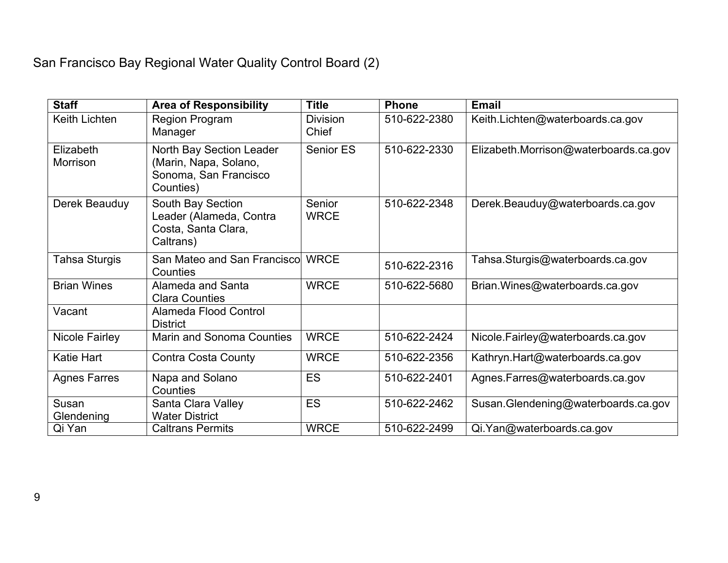San Francisco Bay Regional Water Quality Control Board (2)

| Staff | Area of Responsibility | Title | Phone | Email |
|---|---|---|---|---|
| Keith Lichten | Region Program Manager | Division Chief | 510-622-2380 | Keith.Lichten@waterboards.ca.gov |
| Elizabeth Morrison | North Bay Section Leader (Marin, Napa, Solano, Sonoma, San Francisco Counties) | Senior ES | 510-622-2330 | Elizabeth.Morrison@waterboards.ca.gov |
| Derek Beauduy | South Bay Section Leader (Alameda, Contra Costa, Santa Clara, Caltrans) | Senior WRCE | 510-622-2348 | Derek.Beauduy@waterboards.ca.gov |
| Tahsa Sturgis | San Mateo and San Francisco Counties | WRCE | 510-622-2316 | Tahsa.Sturgis@waterboards.ca.gov |
| Brian Wines | Alameda and Santa Clara Counties | WRCE | 510-622-5680 | Brian.Wines@waterboards.ca.gov |
| Vacant | Alameda Flood Control District | | | |
| Nicole Fairley | Marin and Sonoma Counties | WRCE | 510-622-2424 | Nicole.Fairley@waterboards.ca.gov |
| Katie Hart | Contra Costa County | WRCE | 510-622-2356 | Kathryn.Hart@waterboards.ca.gov |
| Agnes Farres | Napa and Solano Counties | ES | 510-622-2401 | Agnes.Farres@waterboards.ca.gov |
| Susan Glendening | Santa Clara Valley Water District | ES | 510-622-2462 | Susan.Glendening@waterboards.ca.gov |
| Qi Yan | Caltrans Permits | WRCE | 510-622-2499 | Qi.Yan@waterboards.ca.gov |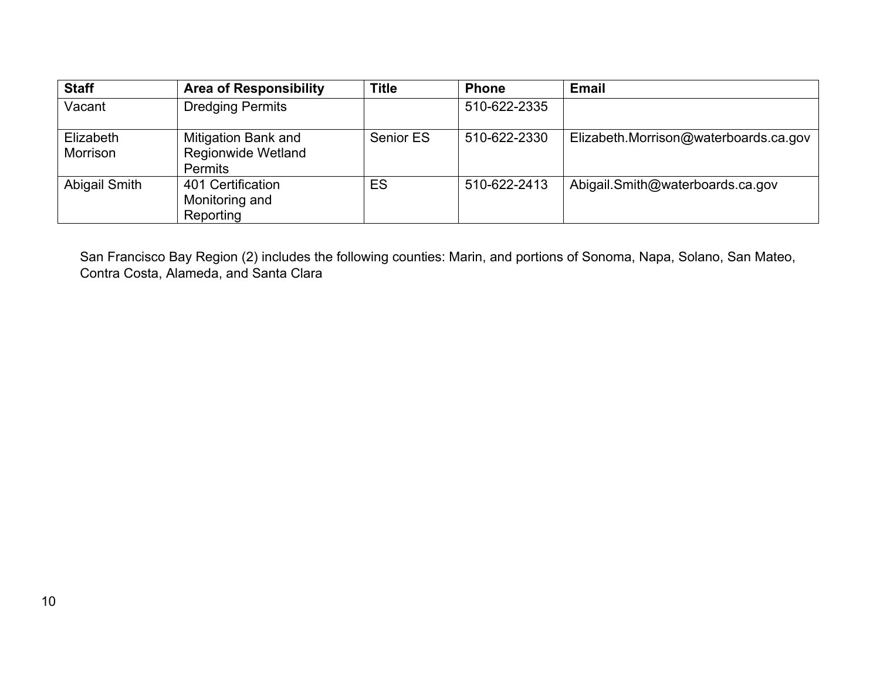| Staff | Area of Responsibility | Title | Phone | Email |
|---|---|---|---|---|
| Vacant | Dredging Permits | | 510-622-2335 | |
| Elizabeth Morrison | Mitigation Bank and Regionwide Wetland Permits | Senior ES | 510-622-2330 | Elizabeth.Morrison@waterboards.ca.gov |
| Abigail Smith | 401 Certification Monitoring and Reporting | ES | 510-622-2413 | Abigail.Smith@waterboards.ca.gov |

San Francisco Bay Region (2) includes the following counties: Marin, and portions of Sonoma, Napa, Solano, San Mateo, Contra Costa, Alameda, and Santa Clara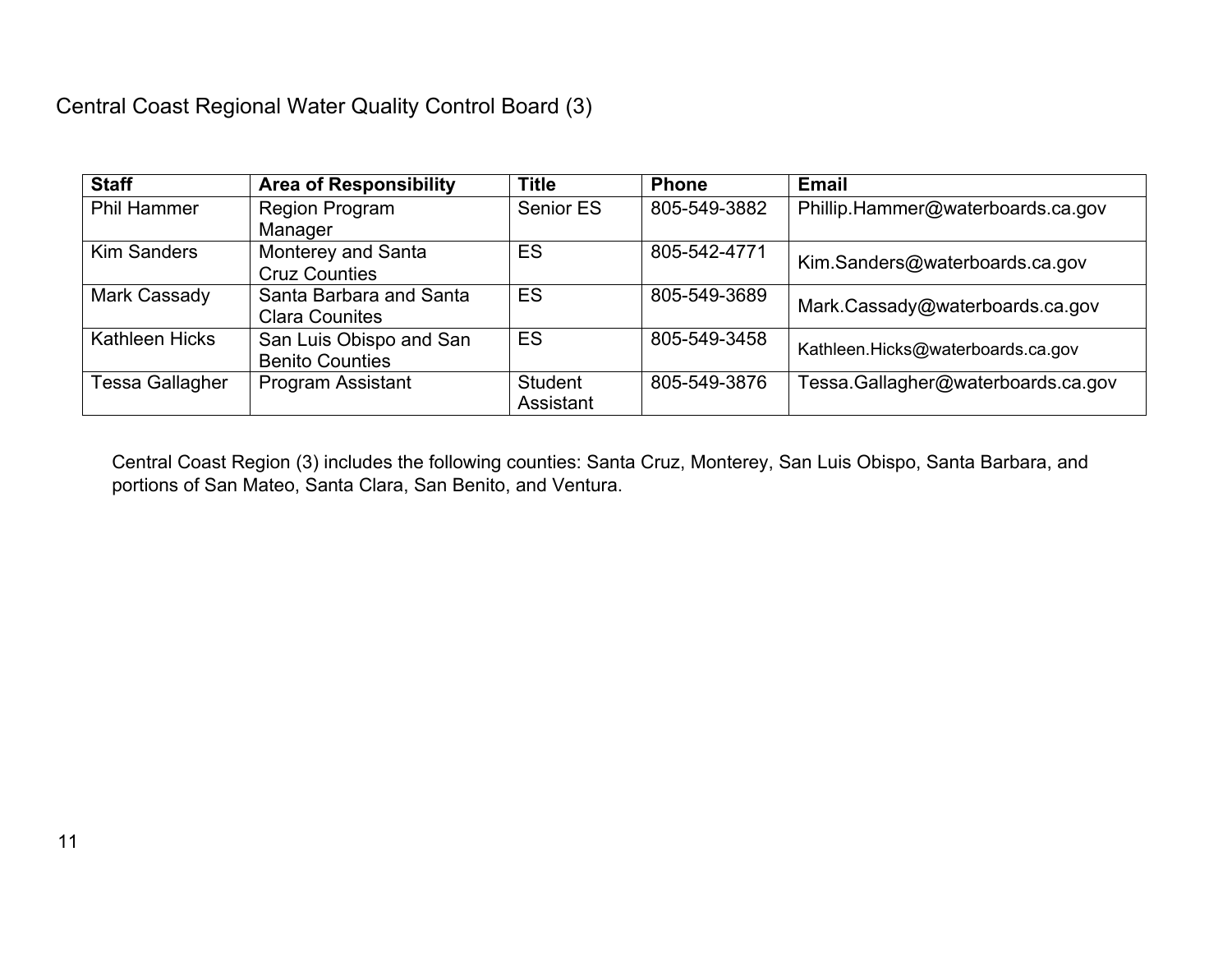Central Coast Regional Water Quality Control Board (3)

| Staff | Area of Responsibility | Title | Phone | Email |
| --- | --- | --- | --- | --- |
| Phil Hammer | Region Program Manager | Senior ES | 805-549-3882 | Phillip.Hammer@waterboards.ca.gov |
| Kim Sanders | Monterey and Santa Cruz Counties | ES | 805-542-4771 | Kim.Sanders@waterboards.ca.gov |
| Mark Cassady | Santa Barbara and Santa Clara Counites | ES | 805-549-3689 | Mark.Cassady@waterboards.ca.gov |
| Kathleen Hicks | San Luis Obispo and San Benito Counties | ES | 805-549-3458 | Kathleen.Hicks@waterboards.ca.gov |
| Tessa Gallagher | Program Assistant | Student Assistant | 805-549-3876 | Tessa.Gallagher@waterboards.ca.gov |

Central Coast Region (3) includes the following counties: Santa Cruz, Monterey, San Luis Obispo, Santa Barbara, and portions of San Mateo, Santa Clara, San Benito, and Ventura.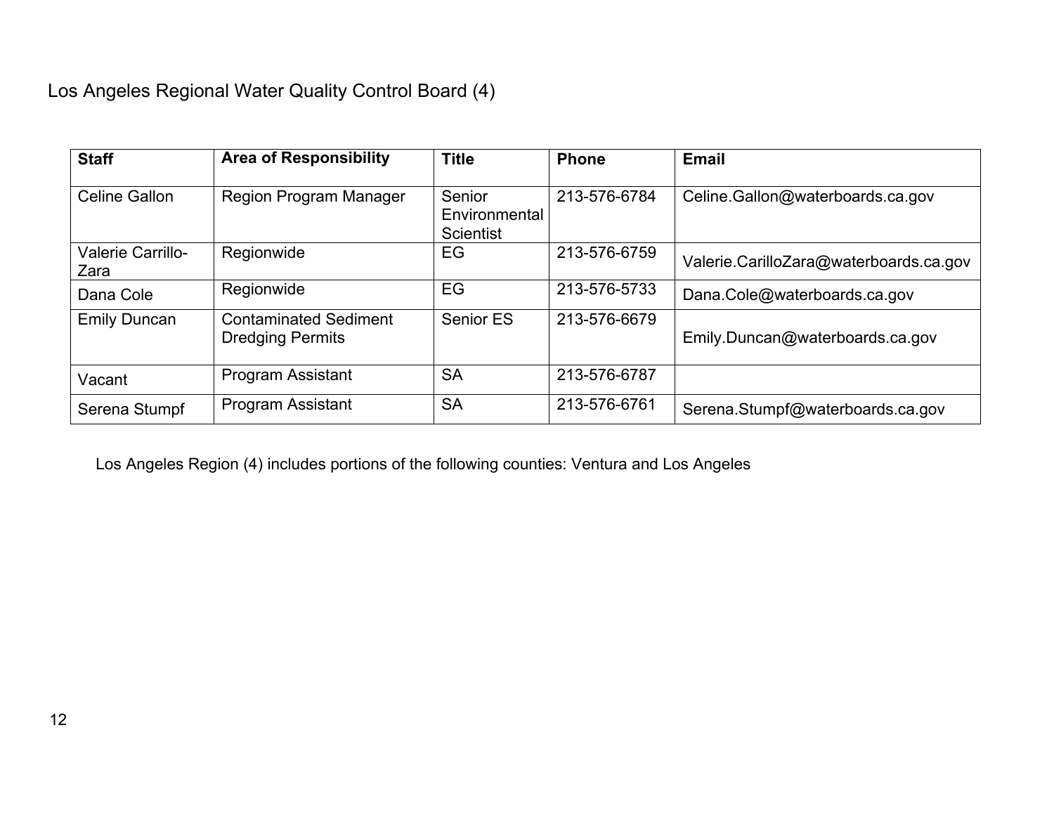Los Angeles Regional Water Quality Control Board (4)

| Staff | Area of Responsibility | Title | Phone | Email |
|---|---|---|---|---|
| Celine Gallon | Region Program Manager | Senior Environmental Scientist | 213-576-6784 | Celine.Gallon@waterboards.ca.gov |
| Valerie Carrillo-Zara | Regionwide | EG | 213-576-6759 | Valerie.CarilloZara@waterboards.ca.gov |
| Dana Cole | Regionwide | EG | 213-576-5733 | Dana.Cole@waterboards.ca.gov |
| Emily Duncan | Contaminated Sediment Dredging Permits | Senior ES | 213-576-6679 | Emily.Duncan@waterboards.ca.gov |
| Vacant | Program Assistant | SA | 213-576-6787 | |
| Serena Stumpf | Program Assistant | SA | 213-576-6761 | Serena.Stumpf@waterboards.ca.gov |

Los Angeles Region (4) includes portions of the following counties: Ventura and Los Angeles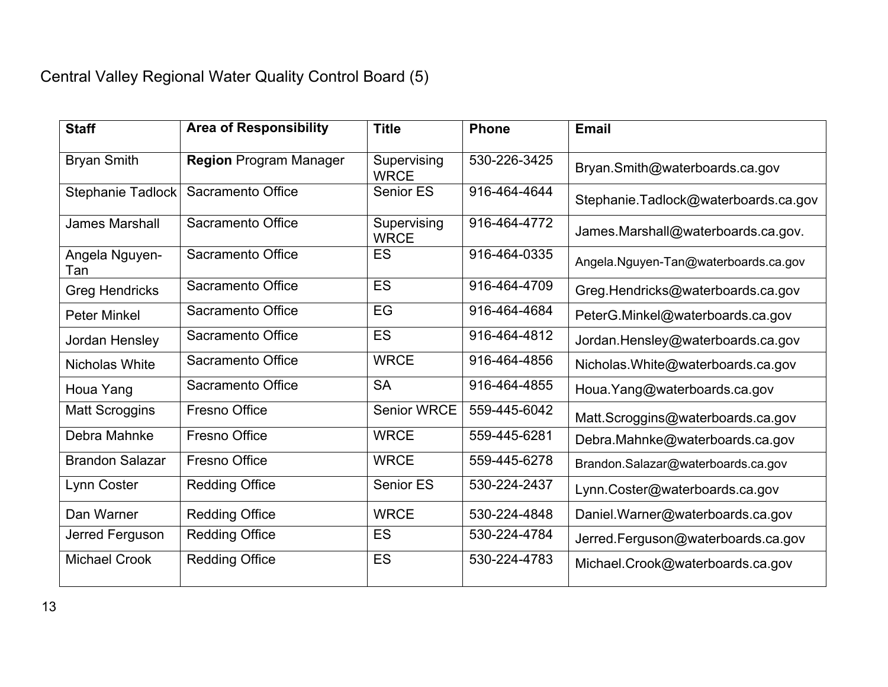Central Valley Regional Water Quality Control Board (5)

| Staff | Area of Responsibility | Title | Phone | Email |
| --- | --- | --- | --- | --- |
| Bryan Smith | **Region** Program Manager | Supervising WRCE | 530-226-3425 | Bryan.Smith@waterboards.ca.gov |
| Stephanie Tadlock | Sacramento Office | Senior ES | 916-464-4644 | Stephanie.Tadlock@waterboards.ca.gov |
| James Marshall | Sacramento Office | Supervising WRCE | 916-464-4772 | James.Marshall@waterboards.ca.gov. |
| Angela Nguyen-Tan | Sacramento Office | ES | 916-464-0335 | Angela.Nguyen-Tan@waterboards.ca.gov |
| Greg Hendricks | Sacramento Office | ES | 916-464-4709 | Greg.Hendricks@waterboards.ca.gov |
| Peter Minkel | Sacramento Office | EG | 916-464-4684 | PeterG.Minkel@waterboards.ca.gov |
| Jordan Hensley | Sacramento Office | ES | 916-464-4812 | Jordan.Hensley@waterboards.ca.gov |
| Nicholas White | Sacramento Office | WRCE | 916-464-4856 | Nicholas.White@waterboards.ca.gov |
| Houa Yang | Sacramento Office | SA | 916-464-4855 | Houa.Yang@waterboards.ca.gov |
| Matt Scroggins | Fresno Office | Senior WRCE | 559-445-6042 | Matt.Scroggins@waterboards.ca.gov |
| Debra Mahnke | Fresno Office | WRCE | 559-445-6281 | Debra.Mahnke@waterboards.ca.gov |
| Brandon Salazar | Fresno Office | WRCE | 559-445-6278 | Brandon.Salazar@waterboards.ca.gov |
| Lynn Coster | Redding Office | Senior ES | 530-224-2437 | Lynn.Coster@waterboards.ca.gov |
| Dan Warner | Redding Office | WRCE | 530-224-4848 | Daniel.Warner@waterboards.ca.gov |
| Jerred Ferguson | Redding Office | ES | 530-224-4784 | Jerred.Ferguson@waterboards.ca.gov |
| Michael Crook | Redding Office | ES | 530-224-4783 | Michael.Crook@waterboards.ca.gov |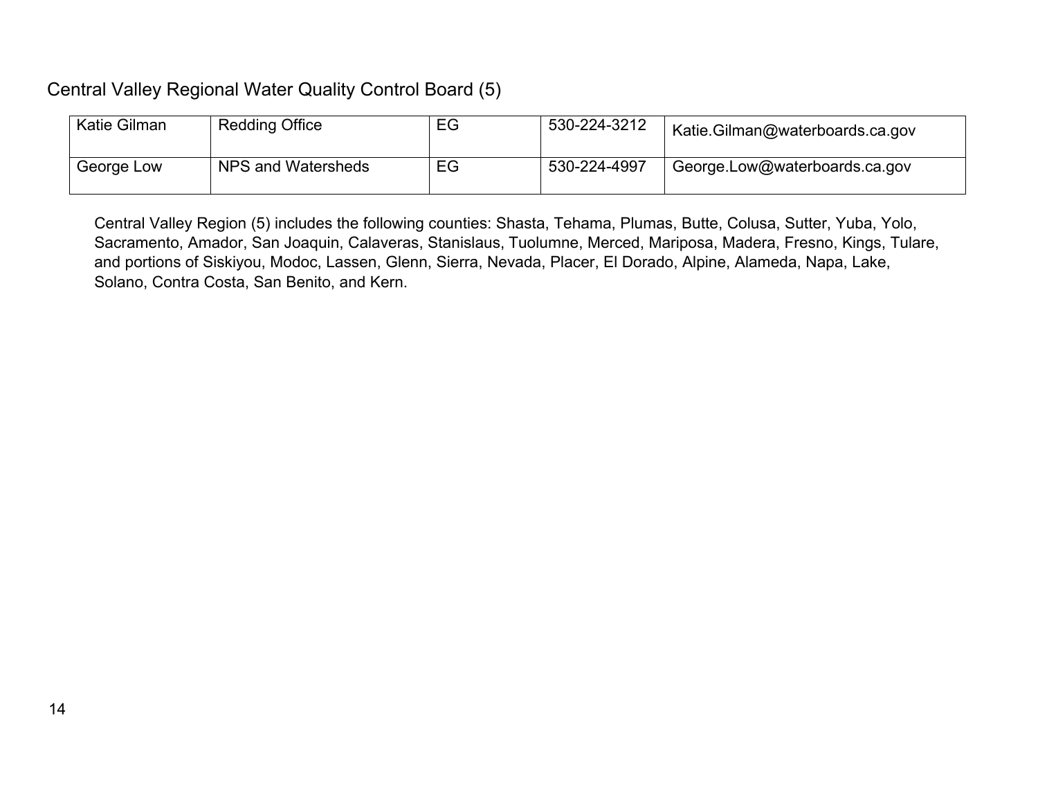## Central Valley Regional Water Quality Control Board (5)

| | | | | |
|---|---|---|---|---|
| Katie Gilman | Redding Office | EG | 530-224-3212 | Katie.Gilman@waterboards.ca.gov |
| George Low | NPS and Watersheds | EG | 530-224-4997 | George.Low@waterboards.ca.gov |

Central Valley Region (5) includes the following counties: Shasta, Tehama, Plumas, Butte, Colusa, Sutter, Yuba, Yolo, Sacramento, Amador, San Joaquin, Calaveras, Stanislaus, Tuolumne, Merced, Mariposa, Madera, Fresno, Kings, Tulare, and portions of Siskiyou, Modoc, Lassen, Glenn, Sierra, Nevada, Placer, El Dorado, Alpine, Alameda, Napa, Lake, Solano, Contra Costa, San Benito, and Kern.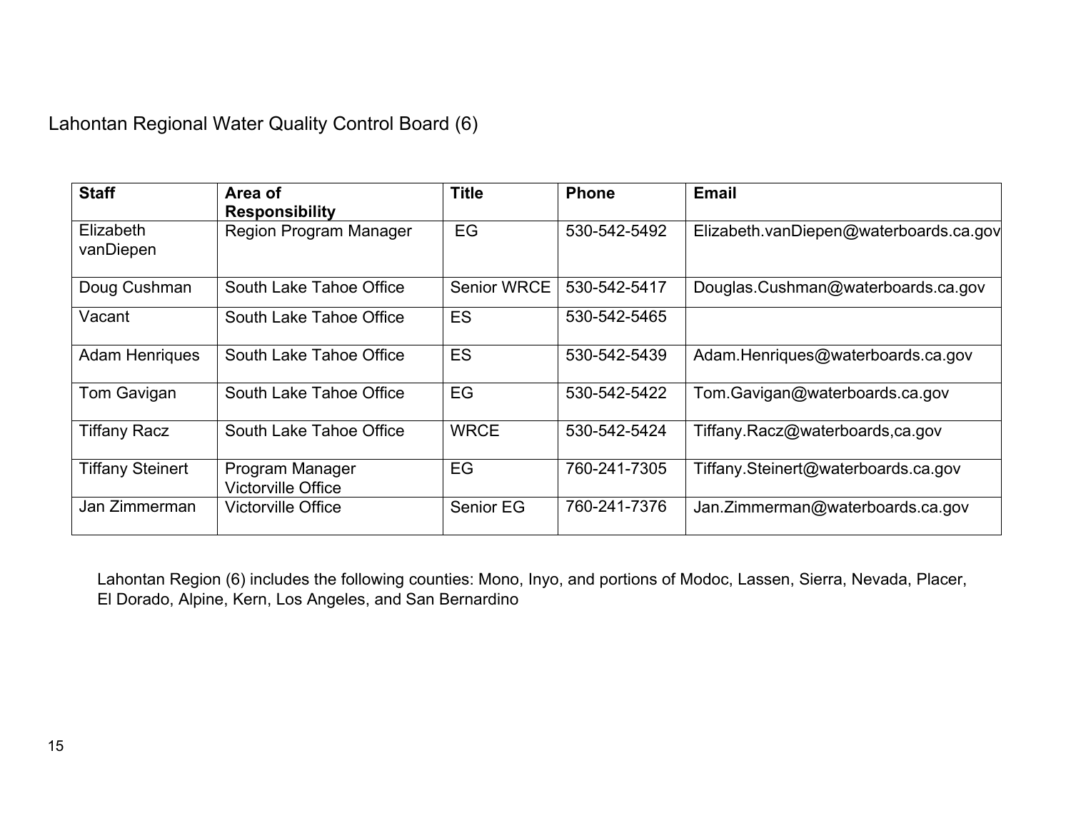# Lahontan Regional Water Quality Control Board (6)

| Staff | Area of Responsibility | Title | Phone | Email |
|---|---|---|---|---|
| Elizabeth vanDiepen | Region Program Manager | EG | 530-542-5492 | Elizabeth.vanDiepen@waterboards.ca.gov |
| Doug Cushman | South Lake Tahoe Office | Senior WRCE | 530-542-5417 | Douglas.Cushman@waterboards.ca.gov |
| Vacant | South Lake Tahoe Office | ES | 530-542-5465 | |
| Adam Henriques | South Lake Tahoe Office | ES | 530-542-5439 | Adam.Henriques@waterboards.ca.gov |
| Tom Gavigan | South Lake Tahoe Office | EG | 530-542-5422 | Tom.Gavigan@waterboards.ca.gov |
| Tiffany Racz | South Lake Tahoe Office | WRCE | 530-542-5424 | Tiffany.Racz@waterboards,ca.gov |
| Tiffany Steinert | Program Manager Victorville Office | EG | 760-241-7305 | Tiffany.Steinert@waterboards.ca.gov |
| Jan Zimmerman | Victorville Office | Senior EG | 760-241-7376 | Jan.Zimmerman@waterboards.ca.gov |

Lahontan Region (6) includes the following counties: Mono, Inyo, and portions of Modoc, Lassen, Sierra, Nevada, Placer, El Dorado, Alpine, Kern, Los Angeles, and San Bernardino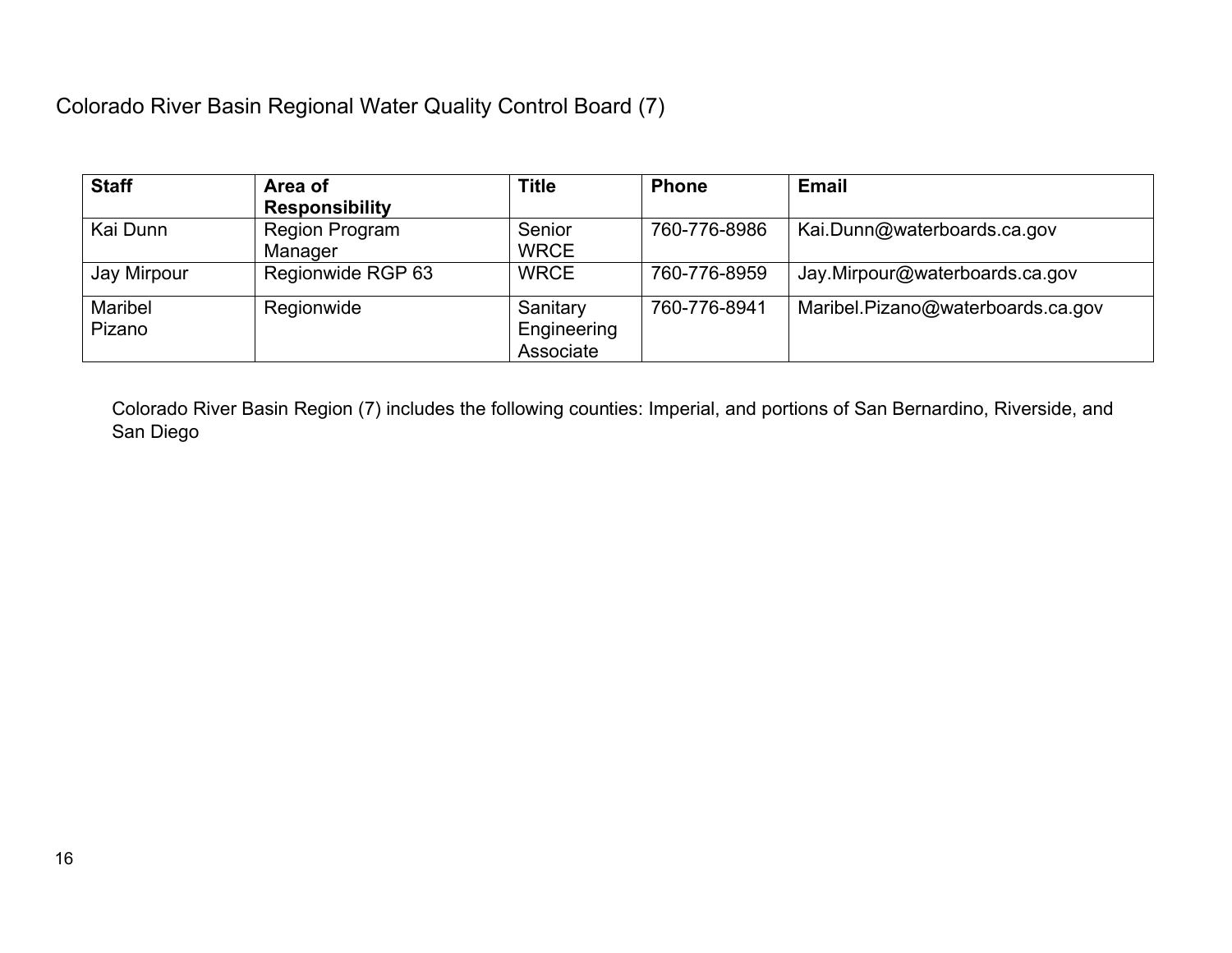## Colorado River Basin Regional Water Quality Control Board (7)

| Staff | Area of Responsibility | Title | Phone | Email |
|---|---|---|---|---|
| Kai Dunn | Region Program Manager | Senior WRCE | 760-776-8986 | Kai.Dunn@waterboards.ca.gov |
| Jay Mirpour | Regionwide RGP 63 | WRCE | 760-776-8959 | Jay.Mirpour@waterboards.ca.gov |
| Maribel Pizano | Regionwide | Sanitary Engineering Associate | 760-776-8941 | Maribel.Pizano@waterboards.ca.gov |

Colorado River Basin Region (7) includes the following counties: Imperial, and portions of San Bernardino, Riverside, and San Diego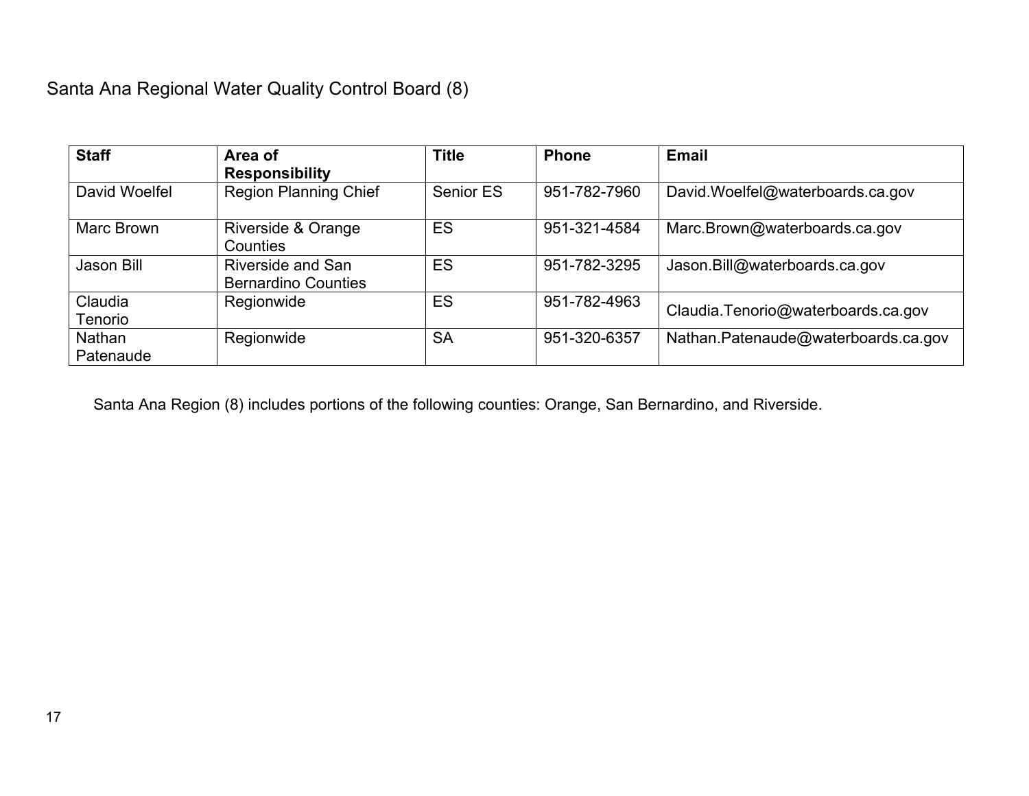## Santa Ana Regional Water Quality Control Board (8)

| Staff | Area of Responsibility | Title | Phone | Email |
|---|---|---|---|---|
| David Woelfel | Region Planning Chief | Senior ES | 951-782-7960 | David.Woelfel@waterboards.ca.gov |
| Marc Brown | Riverside & Orange Counties | ES | 951-321-4584 | Marc.Brown@waterboards.ca.gov |
| Jason Bill | Riverside and San Bernardino Counties | ES | 951-782-3295 | Jason.Bill@waterboards.ca.gov |
| Claudia Tenorio | Regionwide | ES | 951-782-4963 | Claudia.Tenorio@waterboards.ca.gov |
| Nathan Patenaude | Regionwide | SA | 951-320-6357 | Nathan.Patenaude@waterboards.ca.gov |

Santa Ana Region (8) includes portions of the following counties: Orange, San Bernardino, and Riverside.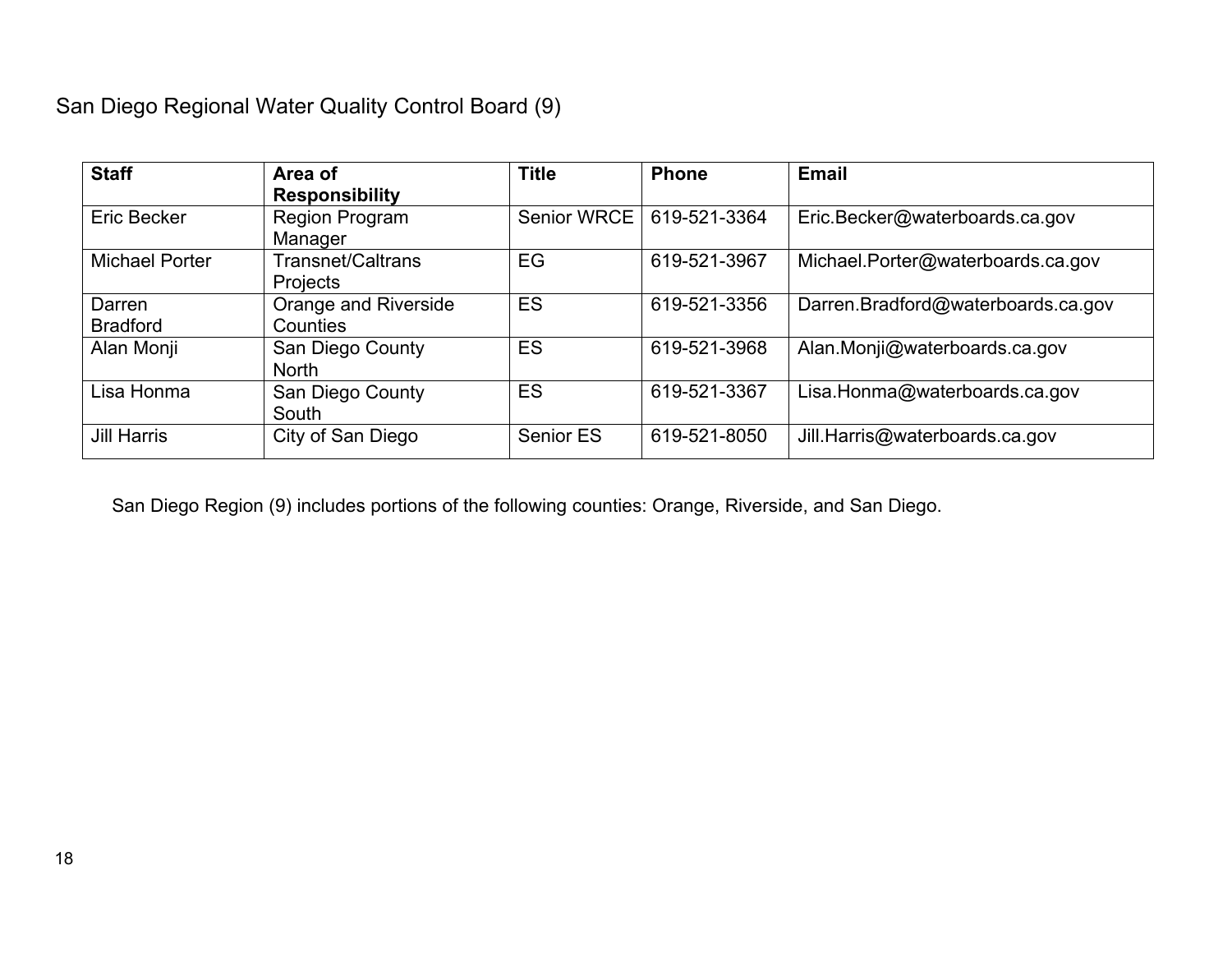## San Diego Regional Water Quality Control Board (9)

| Staff | Area of Responsibility | Title | Phone | Email |
|---|---|---|---|---|
| Eric Becker | Region Program Manager | Senior WRCE | 619-521-3364 | Eric.Becker@waterboards.ca.gov |
| Michael Porter | Transnet/Caltrans Projects | EG | 619-521-3967 | Michael.Porter@waterboards.ca.gov |
| Darren Bradford | Orange and Riverside Counties | ES | 619-521-3356 | Darren.Bradford@waterboards.ca.gov |
| Alan Monji | San Diego County North | ES | 619-521-3968 | Alan.Monji@waterboards.ca.gov |
| Lisa Honma | San Diego County South | ES | 619-521-3367 | Lisa.Honma@waterboards.ca.gov |
| Jill Harris | City of San Diego | Senior ES | 619-521-8050 | Jill.Harris@waterboards.ca.gov |

San Diego Region (9) includes portions of the following counties: Orange, Riverside, and San Diego.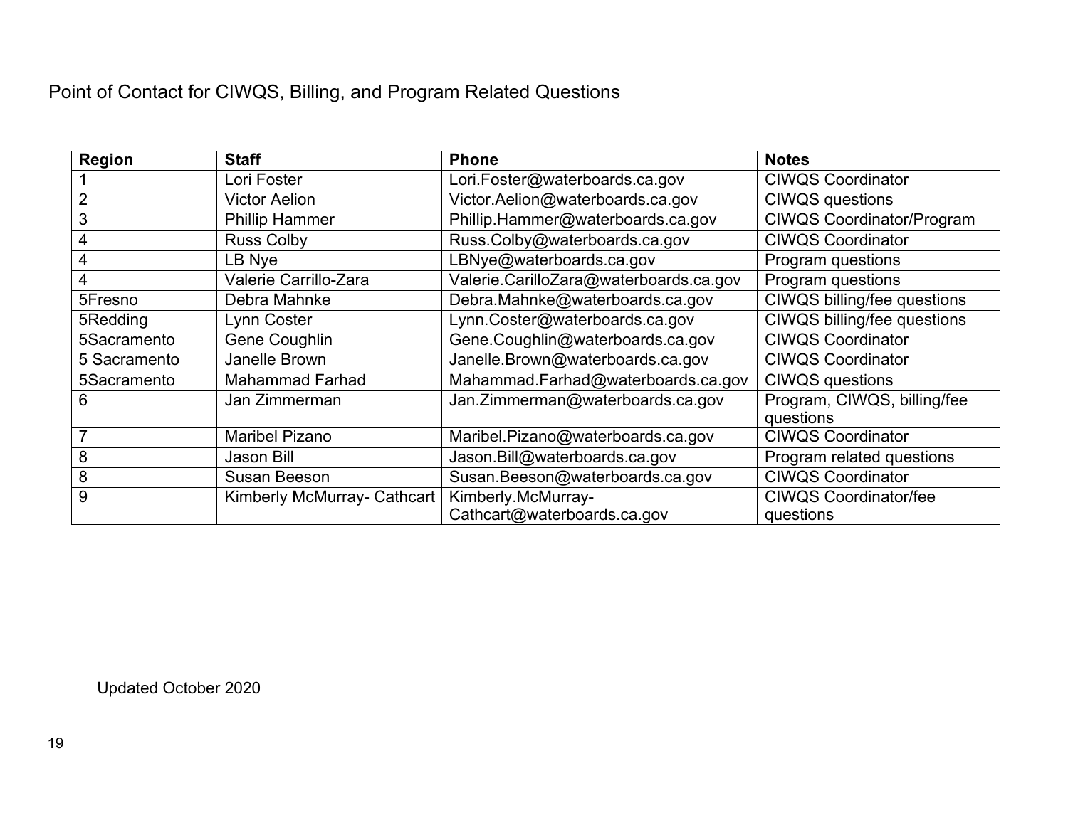Point of Contact for CIWQS, Billing, and Program Related Questions

| Region | Staff | Phone | Notes |
|---|---|---|---|
| 1 | Lori Foster | Lori.Foster@waterboards.ca.gov | CIWQS Coordinator |
| 2 | Victor Aelion | Victor.Aelion@waterboards.ca.gov | CIWQS questions |
| 3 | Phillip Hammer | Phillip.Hammer@waterboards.ca.gov | CIWQS Coordinator/Program |
| 4 | Russ Colby | Russ.Colby@waterboards.ca.gov | CIWQS Coordinator |
| 4 | LB Nye | LBNye@waterboards.ca.gov | Program questions |
| 4 | Valerie Carrillo-Zara | Valerie.CarilloZara@waterboards.ca.gov | Program questions |
| 5Fresno | Debra Mahnke | Debra.Mahnke@waterboards.ca.gov | CIWQS billing/fee questions |
| 5Redding | Lynn Coster | Lynn.Coster@waterboards.ca.gov | CIWQS billing/fee questions |
| 5Sacramento | Gene Coughlin | Gene.Coughlin@waterboards.ca.gov | CIWQS Coordinator |
| 5 Sacramento | Janelle Brown | Janelle.Brown@waterboards.ca.gov | CIWQS Coordinator |
| 5Sacramento | Mahammad Farhad | Mahammad.Farhad@waterboards.ca.gov | CIWQS questions |
| 6 | Jan Zimmerman | Jan.Zimmerman@waterboards.ca.gov | Program, CIWQS, billing/fee questions |
| 7 | Maribel Pizano | Maribel.Pizano@waterboards.ca.gov | CIWQS Coordinator |
| 8 | Jason Bill | Jason.Bill@waterboards.ca.gov | Program related questions |
| 8 | Susan Beeson | Susan.Beeson@waterboards.ca.gov | CIWQS Coordinator |
| 9 | Kimberly McMurray- Cathcart | Kimberly.McMurray-Cathcart@waterboards.ca.gov | CIWQS Coordinator/fee questions |

Updated October 2020